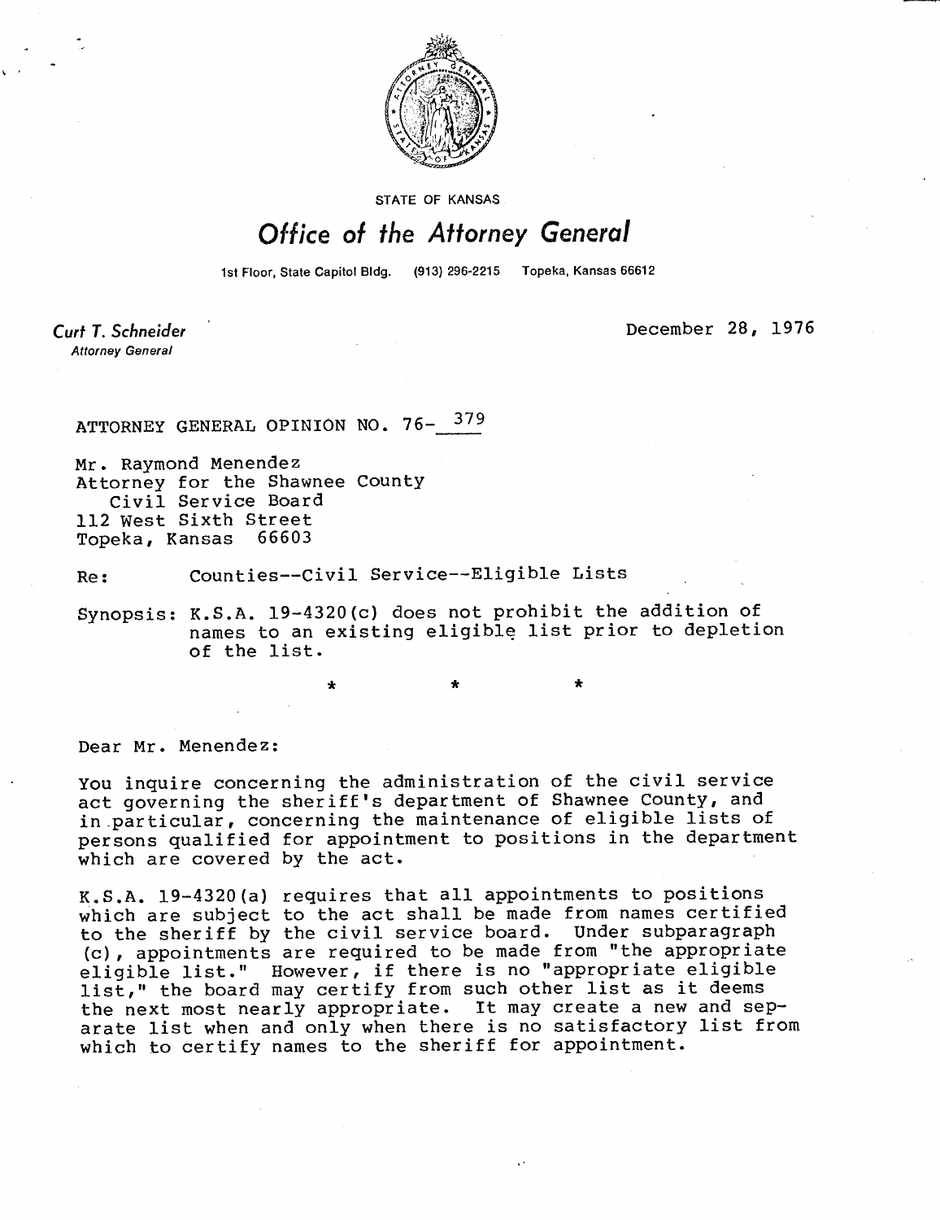STATE OF KANSAS

# Office of the Attorney General

1st Floor, State Capitol Bldg. (913) 296-2215 Topeka, Kansas 66612

**Curt T. Schneider**
*Attorney General*

December 28, 1976

ATTORNEY GENERAL OPINION NO. 76-379

Mr. Raymond Menendez
Attorney for the Shawnee County
Civil Service Board
112 West Sixth Street
Topeka, Kansas 66603

Re: Counties--Civil Service--Eligible Lists

Synopsis: K.S.A. 19-4320(c) does not prohibit the addition of names to an existing eligible list prior to depletion of the list.

\*  \*  \*

Dear Mr. Menendez:

You inquire concerning the administration of the civil service act governing the sheriff's department of Shawnee County, and in particular, concerning the maintenance of eligible lists of persons qualified for appointment to positions in the department which are covered by the act.

K.S.A. 19-4320(a) requires that all appointments to positions which are subject to the act shall be made from names certified to the sheriff by the civil service board. Under subparagraph (c), appointments are required to be made from "the appropriate eligible list." However, if there is no "appropriate eligible list," the board may certify from such other list as it deems the next most nearly appropriate. It may create a new and separate list when and only when there is no satisfactory list from which to certify names to the sheriff for appointment.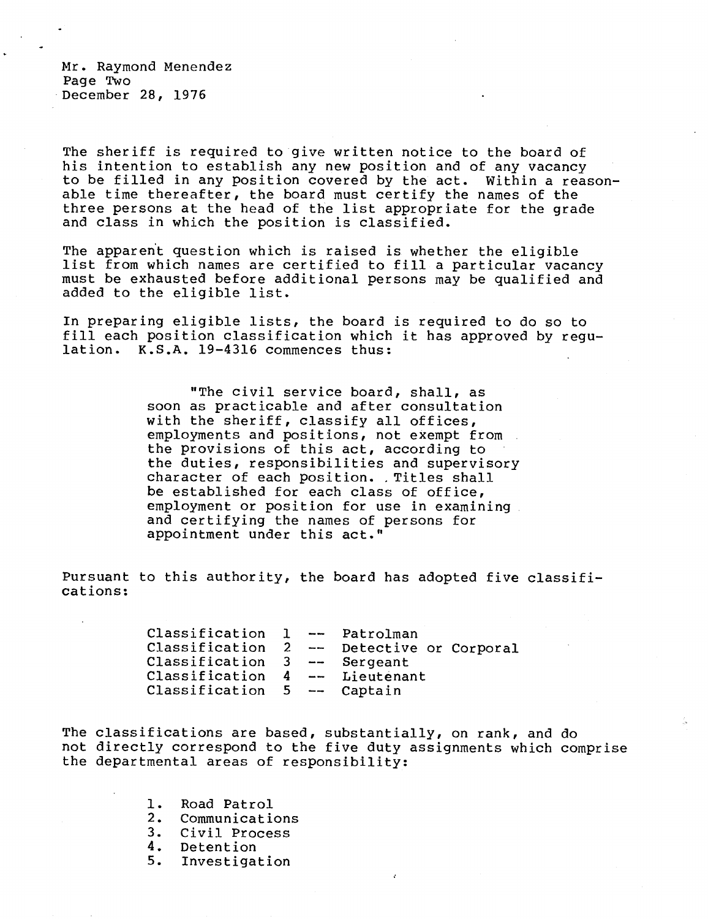Mr. Raymond Menendez
Page Two
December 28, 1976

The sheriff is required to give written notice to the board of his intention to establish any new position and of any vacancy to be filled in any position covered by the act. Within a reasonable time thereafter, the board must certify the names of the three persons at the head of the list appropriate for the grade and class in which the position is classified.

The apparent question which is raised is whether the eligible list from which names are certified to fill a particular vacancy must be exhausted before additional persons may be qualified and added to the eligible list.

In preparing eligible lists, the board is required to do so to fill each position classification which it has approved by regulation. K.S.A. 19-4316 commences thus:

> "The civil service board, shall, as soon as practicable and after consultation with the sheriff, classify all offices, employments and positions, not exempt from the provisions of this act, according to the duties, responsibilities and supervisory character of each position. Titles shall be established for each class of office, employment or position for use in examining and certifying the names of persons for appointment under this act."

Pursuant to this authority, the board has adopted five classifications:

Classification 1 -- Patrolman
Classification 2 -- Detective or Corporal
Classification 3 -- Sergeant
Classification 4 -- Lieutenant
Classification 5 -- Captain

The classifications are based, substantially, on rank, and do not directly correspond to the five duty assignments which comprise the departmental areas of responsibility:

1. Road Patrol
2. Communications
3. Civil Process
4. Detention
5. Investigation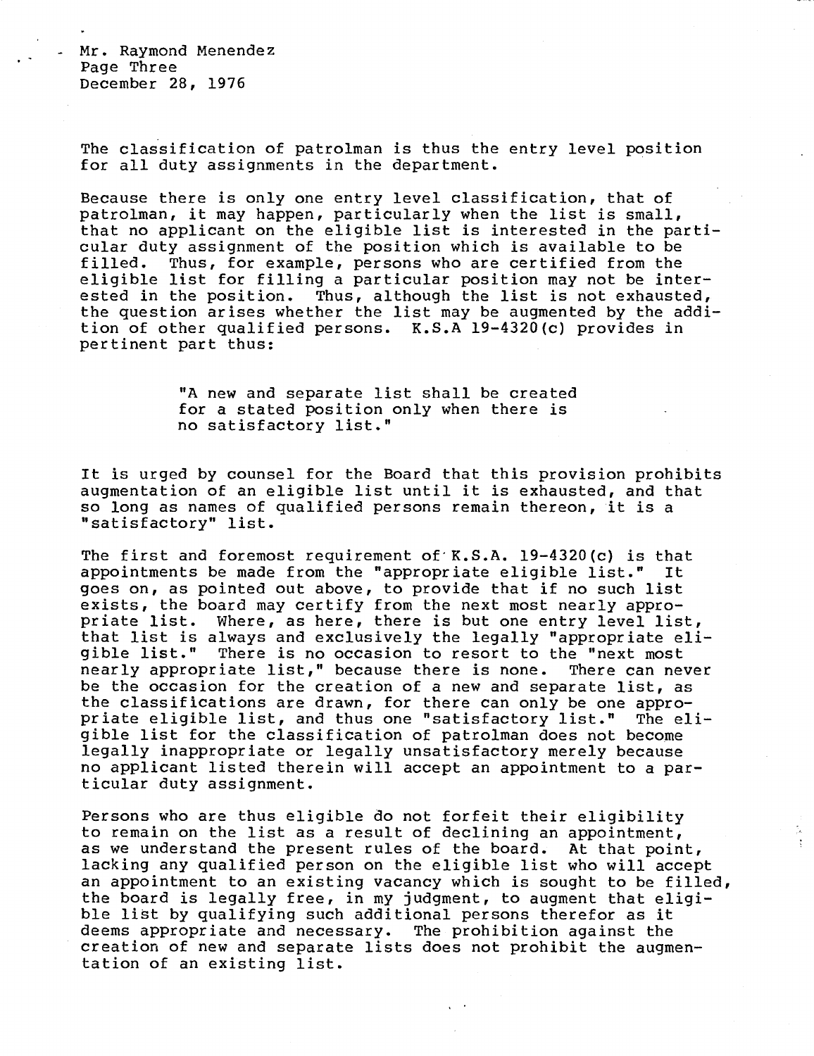The classification of patrolman is thus the entry level position for all duty assignments in the department.

Because there is only one entry level classification, that of patrolman, it may happen, particularly when the list is small, that no applicant on the eligible list is interested in the particular duty assignment of the position which is available to be filled. Thus, for example, persons who are certified from the eligible list for filling a particular position may not be interested in the position. Thus, although the list is not exhausted, the question arises whether the list may be augmented by the addition of other qualified persons. K.S.A 19-4320(c) provides in pertinent part thus:

> "A new and separate list shall be created for a stated position only when there is no satisfactory list."

It is urged by counsel for the Board that this provision prohibits augmentation of an eligible list until it is exhausted, and that so long as names of qualified persons remain thereon, it is a "satisfactory" list.

The first and foremost requirement of K.S.A. 19-4320(c) is that appointments be made from the "appropriate eligible list." It goes on, as pointed out above, to provide that if no such list exists, the board may certify from the next most nearly appropriate list. Where, as here, there is but one entry level list, that list is always and exclusively the legally "appropriate eligible list." There is no occasion to resort to the "next most nearly appropriate list," because there is none. There can never be the occasion for the creation of a new and separate list, as the classifications are drawn, for there can only be one appropriate eligible list, and thus one "satisfactory list." The eligible list for the classification of patrolman does not become legally inappropriate or legally unsatisfactory merely because no applicant listed therein will accept an appointment to a particular duty assignment.

Persons who are thus eligible do not forfeit their eligibility to remain on the list as a result of declining an appointment, as we understand the present rules of the board. At that point, lacking any qualified person on the eligible list who will accept an appointment to an existing vacancy which is sought to be filled, the board is legally free, in my judgment, to augment that eligible list by qualifying such additional persons therefor as it deems appropriate and necessary. The prohibition against the creation of new and separate lists does not prohibit the augmentation of an existing list.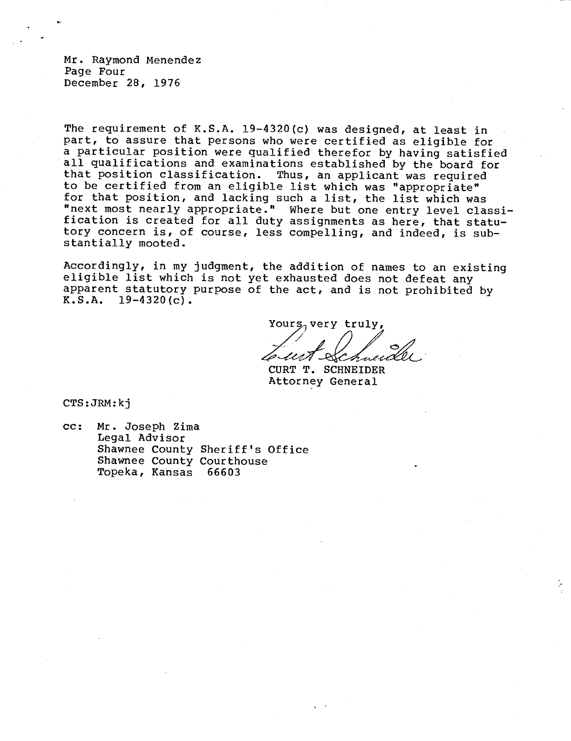Mr. Raymond Menendez
Page Four
December 28, 1976

The requirement of K.S.A. 19-4320(c) was designed, at least in part, to assure that persons who were certified as eligible for a particular position were qualified therefor by having satisfied all qualifications and examinations established by the board for that position classification. Thus, an applicant was required to be certified from an eligible list which was "appropriate" for that position, and lacking such a list, the list which was "next most nearly appropriate." Where but one entry level classification is created for all duty assignments as here, that statutory concern is, of course, less compelling, and indeed, is substantially mooted.

Accordingly, in my judgment, the addition of names to an existing eligible list which is not yet exhausted does not defeat any apparent statutory purpose of the act, and is not prohibited by K.S.A. 19-4320(c).

Yours very truly,

Curt Schneider

CURT T. SCHNEIDER
Attorney General

CTS:JRM:kj

cc: Mr. Joseph Zima
Legal Advisor
Shawnee County Sheriff's Office
Shawnee County Courthouse
Topeka, Kansas 66603